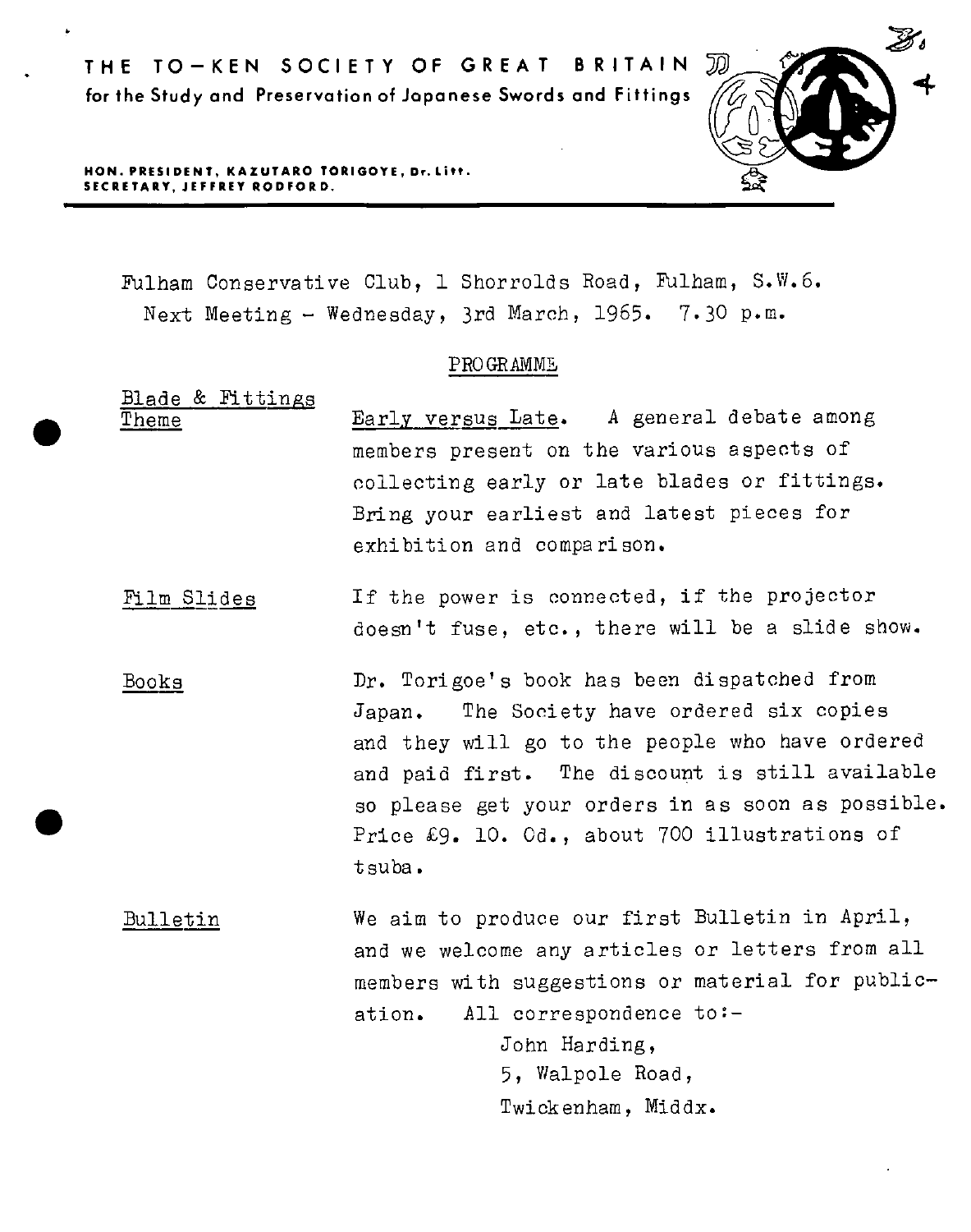# THE TO-KEN SOCIETY OF GREAT BRITAIN

**for the Study and Preservation of Japanese Swords and Fittings**

**HON. PRESIDENT, KAZUTARO TORIGOYE, Dr. Litt.**
**SECRETARY, JEFFREY RODFORD.**

---

Fulham Conservative Club, 1 Shorrolds Road, Fulham, S.W.6.
Next Meeting - Wednesday, 3rd March, 1965. 7.30 p.m.

## PROGRAMME

**Blade & Fittings Theme**

Early versus Late. A general debate among members present on the various aspects of collecting early or late blades or fittings. Bring your earliest and latest pieces for exhibition and comparison.

**Film Slides**

If the power is connected, if the projector doesn't fuse, etc., there will be a slide show.

**Books**

Dr. Torigoe's book has been dispatched from Japan. The Society have ordered six copies and they will go to the people who have ordered and paid first. The discount is still available so please get your orders in as soon as possible. Price £9. 10. 0d., about 700 illustrations of tsuba.

**Bulletin**

We aim to produce our first Bulletin in April, and we welcome any articles or letters from all members with suggestions or material for publication. All correspondence to:-

John Harding,
5, Walpole Road,
Twickenham, Middx.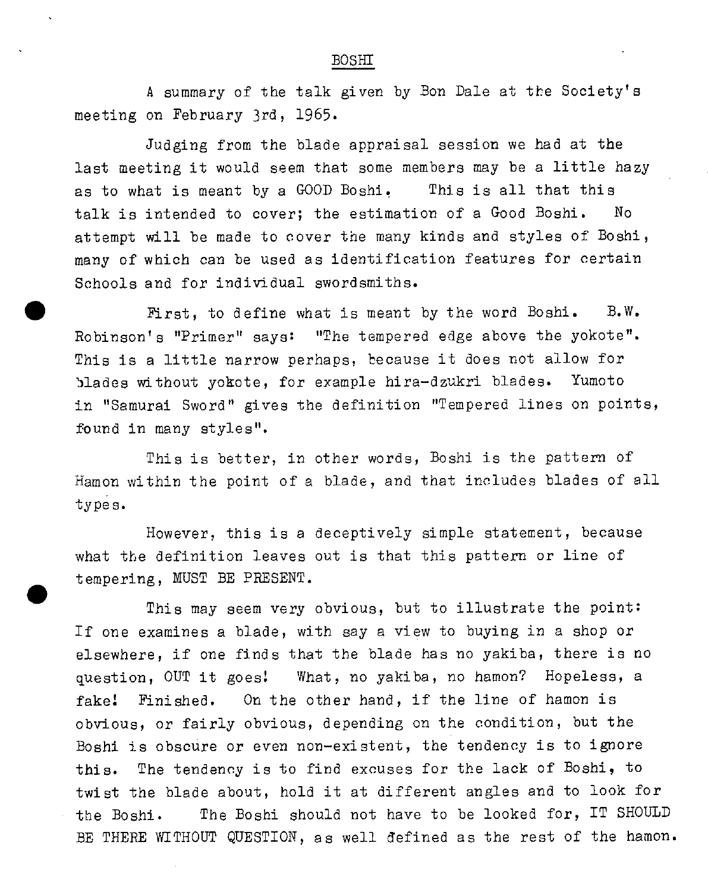# BOSHI

A summary of the talk given by Bon Dale at the Society's meeting on February 3rd, 1965.

Judging from the blade appraisal session we had at the last meeting it would seem that some members may be a little hazy as to what is meant by a GOOD Boshi. This is all that this talk is intended to cover; the estimation of a Good Boshi. No attempt will be made to cover the many kinds and styles of Boshi, many of which can be used as identification features for certain Schools and for individual swordsmiths.

First, to define what is meant by the word Boshi. B.W. Robinson's "Primer" says: "The tempered edge above the yokote". This is a little narrow perhaps, because it does not allow for blades without yokote, for example hira-dzukri blades. Yumoto in "Samurai Sword" gives the definition "Tempered lines on points, found in many styles".

This is better, in other words, Boshi is the pattern of Hamon within the point of a blade, and that includes blades of all types.

However, this is a deceptively simple statement, because what the definition leaves out is that this pattern or line of tempering, MUST BE PRESENT.

This may seem very obvious, but to illustrate the point: If one examines a blade, with say a view to buying in a shop or elsewhere, if one finds that the blade has no yakiba, there is no question, OUT it goes! What, no yakiba, no hamon? Hopeless, a fake! Finished. On the other hand, if the line of hamon is obvious, or fairly obvious, depending on the condition, but the Boshi is obscure or even non-existent, the tendency is to ignore this. The tendency is to find excuses for the lack of Boshi, to twist the blade about, hold it at different angles and to look for the Boshi. The Boshi should not have to be looked for, IT SHOULD BE THERE WITHOUT QUESTION, as well defined as the rest of the hamon.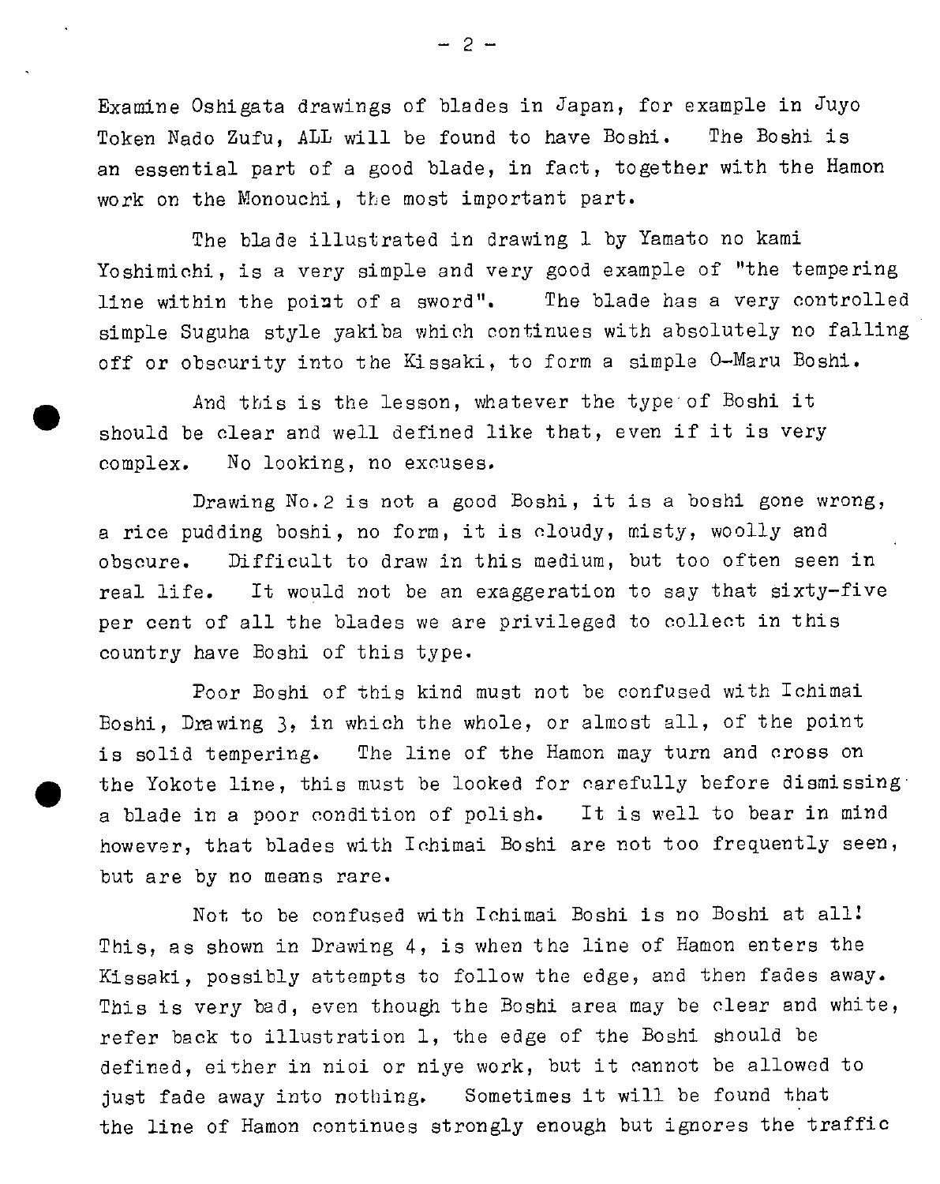Examine Oshigata drawings of blades in Japan, for example in Juyo Token Nado Zufu, ALL will be found to have Boshi. The Boshi is an essential part of a good blade, in fact, together with the Hamon work on the Monouchi, the most important part.

The blade illustrated in drawing 1 by Yamato no kami Yoshimichi, is a very simple and very good example of "the tempering line within the point of a sword". The blade has a very controlled simple Suguha style yakiba which continues with absolutely no falling off or obscurity into the Kissaki, to form a simple O-Maru Boshi.

And this is the lesson, whatever the type of Boshi it should be clear and well defined like that, even if it is very complex. No looking, no excuses.

Drawing No.2 is not a good Boshi, it is a boshi gone wrong, a rice pudding boshi, no form, it is cloudy, misty, woolly and obscure. Difficult to draw in this medium, but too often seen in real life. It would not be an exaggeration to say that sixty-five per cent of all the blades we are privileged to collect in this country have Boshi of this type.

Poor Boshi of this kind must not be confused with Ichimai Boshi, Drawing 3, in which the whole, or almost all, of the point is solid tempering. The line of the Hamon may turn and cross on the Yokote line, this must be looked for carefully before dismissing a blade in a poor condition of polish. It is well to bear in mind however, that blades with Ichimai Boshi are not too frequently seen, but are by no means rare.

Not to be confused with Ichimai Boshi is no Boshi at all! This, as shown in Drawing 4, is when the line of Hamon enters the Kissaki, possibly attempts to follow the edge, and then fades away. This is very bad, even though the Boshi area may be clear and white, refer back to illustration 1, the edge of the Boshi should be defined, either in nioi or niye work, but it cannot be allowed to just fade away into nothing. Sometimes it will be found that the line of Hamon continues strongly enough but ignores the traffic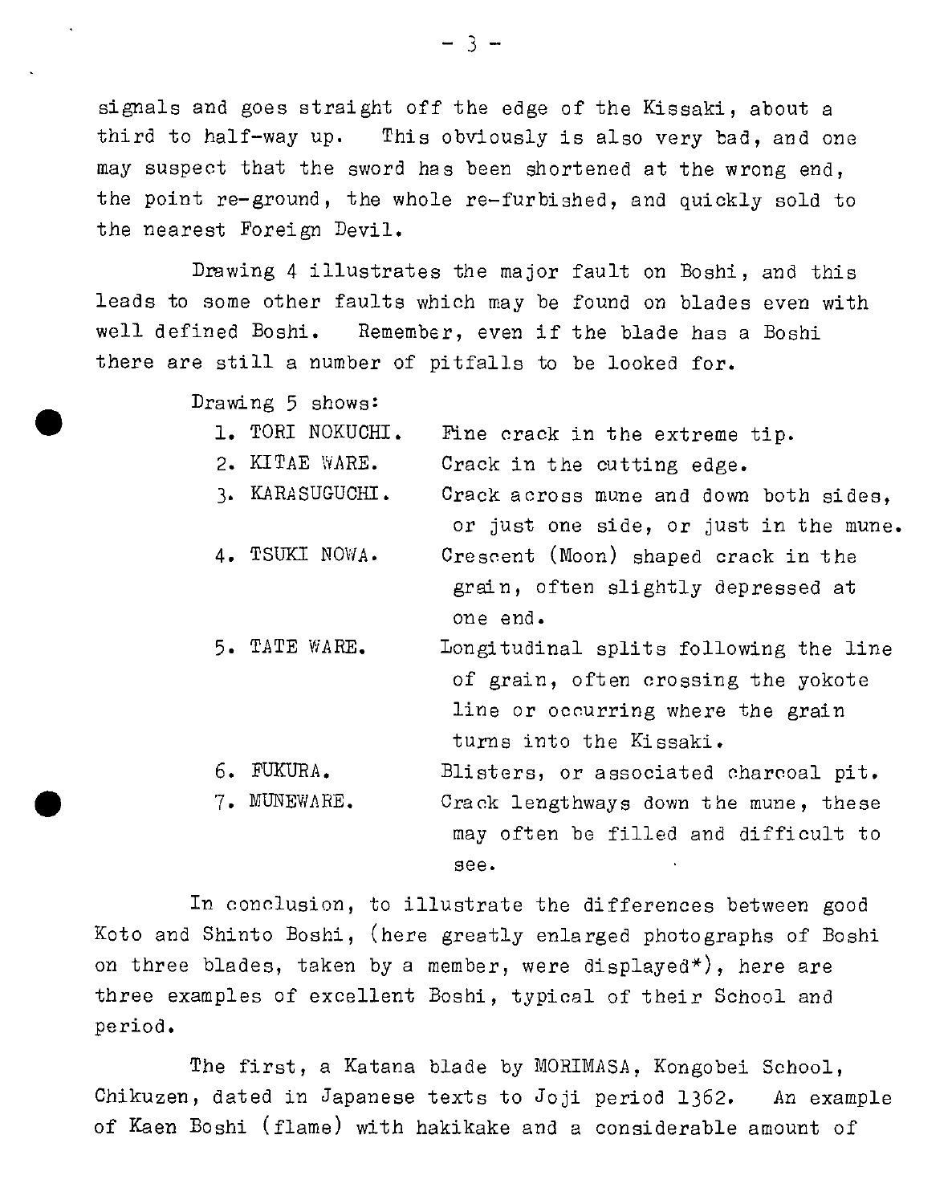signals and goes straight off the edge of the Kissaki, about a third to half-way up. This obviously is also very bad, and one may suspect that the sword has been shortened at the wrong end, the point re-ground, the whole re-furbished, and quickly sold to the nearest Foreign Devil.

Drawing 4 illustrates the major fault on Boshi, and this leads to some other faults which may be found on blades even with well defined Boshi. Remember, even if the blade has a Boshi there are still a number of pitfalls to be looked for.

Drawing 5 shows:

| | | |
|---|---|---|
| 1. | TORI NOKUCHI. | Fine crack in the extreme tip. |
| 2. | KITAE WARE. | Crack in the cutting edge. |
| 3. | KARASUGUCHI. | Crack across mune and down both sides, or just one side, or just in the mune. |
| 4. | TSUKI NOWA. | Crescent (Moon) shaped crack in the grain, often slightly depressed at one end. |
| 5. | TATE WARE. | Longitudinal splits following the line of grain, often crossing the yokote line or occurring where the grain turns into the Kissaki. |
| 6. | FUKURA. | Blisters, or associated charcoal pit. |
| 7. | MUNEWARE. | Crack lengthways down the mune, these may often be filled and difficult to see. |

In conclusion, to illustrate the differences between good Koto and Shinto Boshi, (here greatly enlarged photographs of Boshi on three blades, taken by a member, were displayed*), here are three examples of excellent Boshi, typical of their School and period.

The first, a Katana blade by MORIMASA, Kongobei School, Chikuzen, dated in Japanese texts to Joji period 1362. An example of Kaen Boshi (flame) with hakikake and a considerable amount of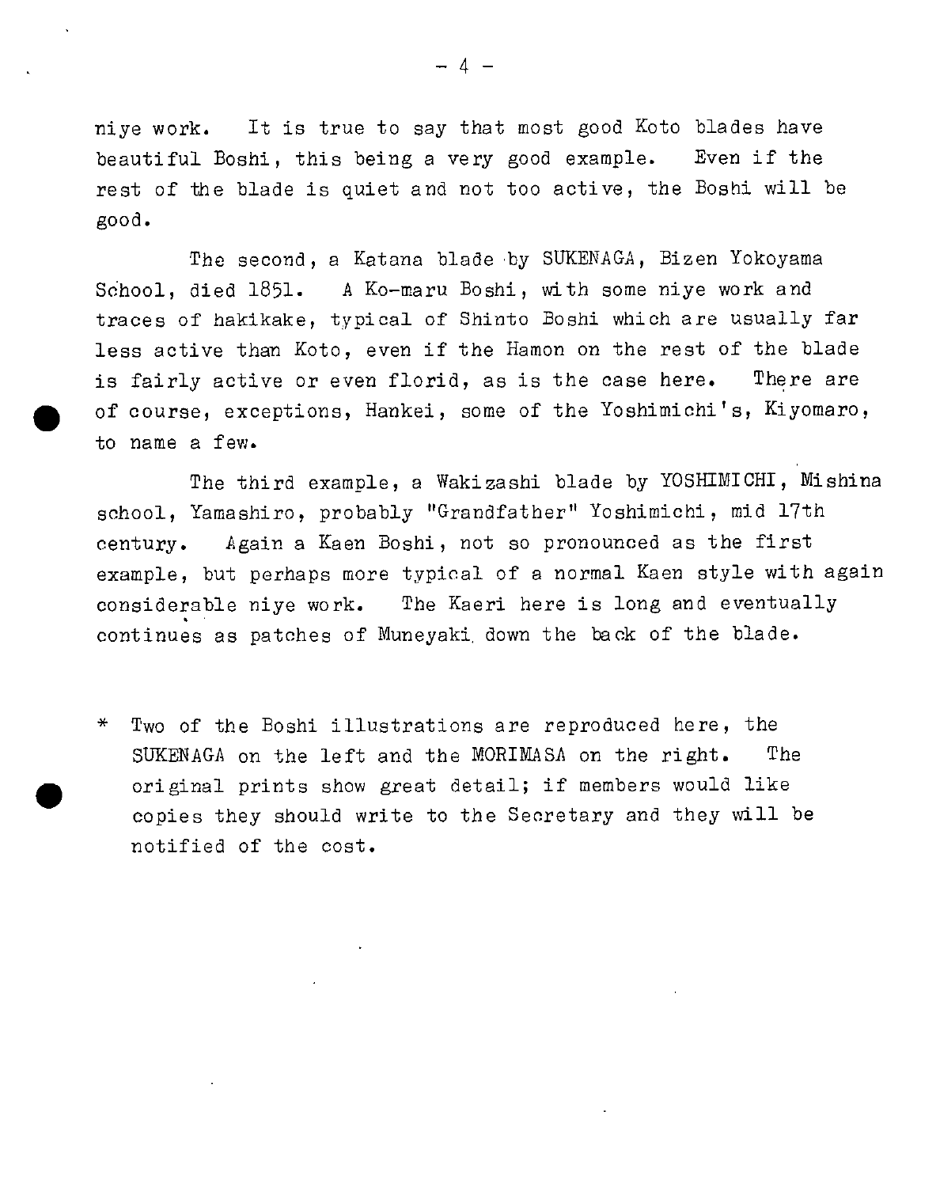niye work. It is true to say that most good Koto blades have beautiful Boshi, this being a very good example. Even if the rest of the blade is quiet and not too active, the Boshi will be good.

The second, a Katana blade by SUKENAGA, Bizen Yokoyama School, died 1851. A Ko-maru Boshi, with some niye work and traces of hakikake, typical of Shinto Boshi which are usually far less active than Koto, even if the Hamon on the rest of the blade is fairly active or even florid, as is the case here. There are of course, exceptions, Hankei, some of the Yoshimichi's, Kiyomaro, to name a few.

The third example, a Wakizashi blade by YOSHIMICHI, Mishina school, Yamashiro, probably "Grandfather" Yoshimichi, mid 17th century. Again a Kaen Boshi, not so pronounced as the first example, but perhaps more typical of a normal Kaen style with again considerable niye work. The Kaeri here is long and eventually continues as patches of Muneyaki down the back of the blade.

\* Two of the Boshi illustrations are reproduced here, the SUKENAGA on the left and the MORIMASA on the right. The original prints show great detail; if members would like copies they should write to the Secretary and they will be notified of the cost.